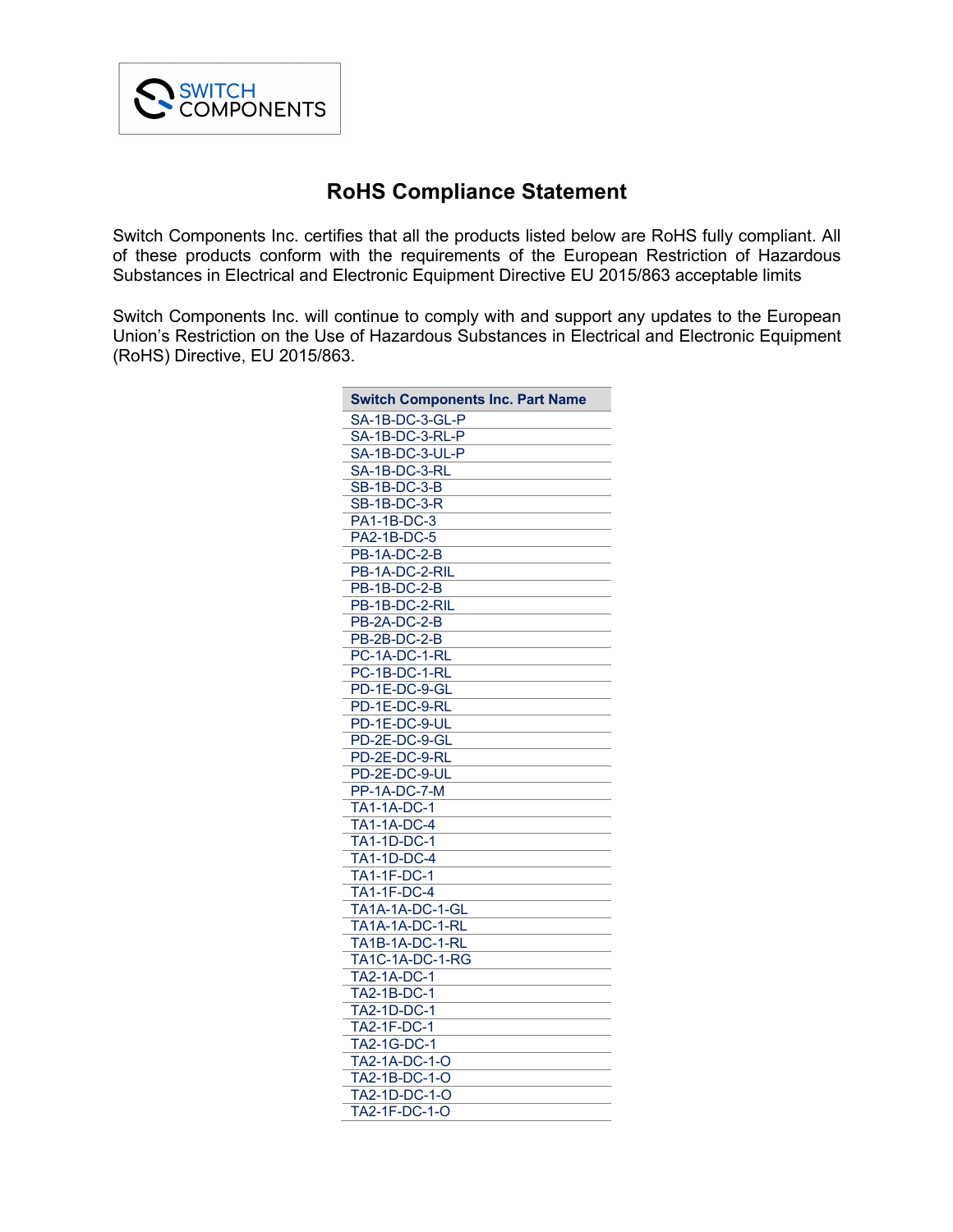SWITCH COMPONENTS

# RoHS Compliance Statement

Switch Components Inc. certifies that all the products listed below are RoHS fully compliant. All of these products conform with the requirements of the European Restriction of Hazardous Substances in Electrical and Electronic Equipment Directive EU 2015/863 acceptable limits

Switch Components Inc. will continue to comply with and support any updates to the European Union's Restriction on the Use of Hazardous Substances in Electrical and Electronic Equipment (RoHS) Directive, EU 2015/863.

| Switch Components Inc. Part Name |
|---|
| SA-1B-DC-3-GL-P |
| SA-1B-DC-3-RL-P |
| SA-1B-DC-3-UL-P |
| SA-1B-DC-3-RL |
| SB-1B-DC-3-B |
| SB-1B-DC-3-R |
| PA1-1B-DC-3 |
| PA2-1B-DC-5 |
| PB-1A-DC-2-B |
| PB-1A-DC-2-RIL |
| PB-1B-DC-2-B |
| PB-1B-DC-2-RIL |
| PB-2A-DC-2-B |
| PB-2B-DC-2-B |
| PC-1A-DC-1-RL |
| PC-1B-DC-1-RL |
| PD-1E-DC-9-GL |
| PD-1E-DC-9-RL |
| PD-1E-DC-9-UL |
| PD-2E-DC-9-GL |
| PD-2E-DC-9-RL |
| PD-2E-DC-9-UL |
| PP-1A-DC-7-M |
| TA1-1A-DC-1 |
| TA1-1A-DC-4 |
| TA1-1D-DC-1 |
| TA1-1D-DC-4 |
| TA1-1F-DC-1 |
| TA1-1F-DC-4 |
| TA1A-1A-DC-1-GL |
| TA1A-1A-DC-1-RL |
| TA1B-1A-DC-1-RL |
| TA1C-1A-DC-1-RG |
| TA2-1A-DC-1 |
| TA2-1B-DC-1 |
| TA2-1D-DC-1 |
| TA2-1F-DC-1 |
| TA2-1G-DC-1 |
| TA2-1A-DC-1-O |
| TA2-1B-DC-1-O |
| TA2-1D-DC-1-O |
| TA2-1F-DC-1-O |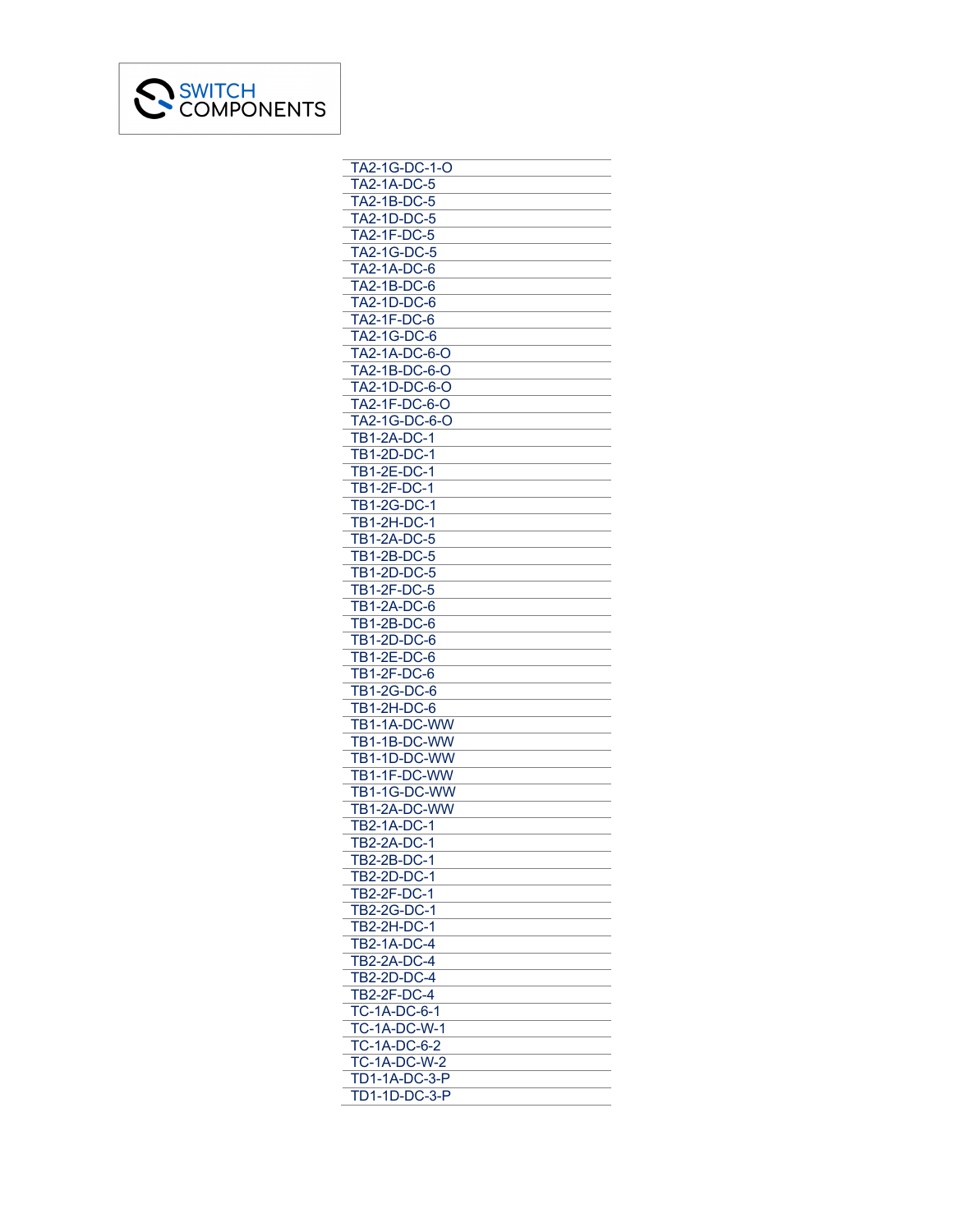SWITCH COMPONENTS

| |
|---|
| TA2-1G-DC-1-O |
| TA2-1A-DC-5 |
| TA2-1B-DC-5 |
| TA2-1D-DC-5 |
| TA2-1F-DC-5 |
| TA2-1G-DC-5 |
| TA2-1A-DC-6 |
| TA2-1B-DC-6 |
| TA2-1D-DC-6 |
| TA2-1F-DC-6 |
| TA2-1G-DC-6 |
| TA2-1A-DC-6-O |
| TA2-1B-DC-6-O |
| TA2-1D-DC-6-O |
| TA2-1F-DC-6-O |
| TA2-1G-DC-6-O |
| TB1-2A-DC-1 |
| TB1-2D-DC-1 |
| TB1-2E-DC-1 |
| TB1-2F-DC-1 |
| TB1-2G-DC-1 |
| TB1-2H-DC-1 |
| TB1-2A-DC-5 |
| TB1-2B-DC-5 |
| TB1-2D-DC-5 |
| TB1-2F-DC-5 |
| TB1-2A-DC-6 |
| TB1-2B-DC-6 |
| TB1-2D-DC-6 |
| TB1-2E-DC-6 |
| TB1-2F-DC-6 |
| TB1-2G-DC-6 |
| TB1-2H-DC-6 |
| TB1-1A-DC-WW |
| TB1-1B-DC-WW |
| TB1-1D-DC-WW |
| TB1-1F-DC-WW |
| TB1-1G-DC-WW |
| TB1-2A-DC-WW |
| TB2-1A-DC-1 |
| TB2-2A-DC-1 |
| TB2-2B-DC-1 |
| TB2-2D-DC-1 |
| TB2-2F-DC-1 |
| TB2-2G-DC-1 |
| TB2-2H-DC-1 |
| TB2-1A-DC-4 |
| TB2-2A-DC-4 |
| TB2-2D-DC-4 |
| TB2-2F-DC-4 |
| TC-1A-DC-6-1 |
| TC-1A-DC-W-1 |
| TC-1A-DC-6-2 |
| TC-1A-DC-W-2 |
| TD1-1A-DC-3-P |
| TD1-1D-DC-3-P |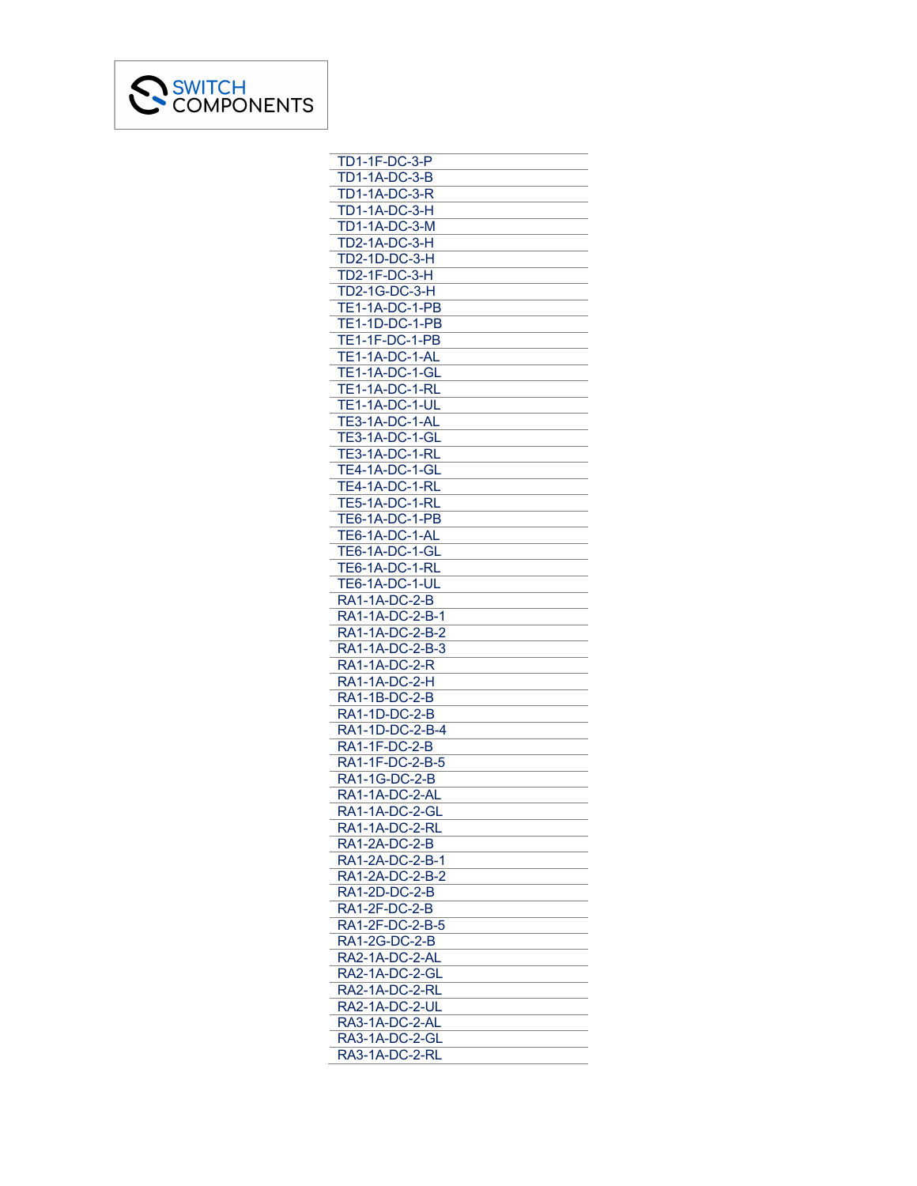SWITCH COMPONENTS

TD1-1F-DC-3-P
TD1-1A-DC-3-B
TD1-1A-DC-3-R
TD1-1A-DC-3-H
TD1-1A-DC-3-M
TD2-1A-DC-3-H
TD2-1D-DC-3-H
TD2-1F-DC-3-H
TD2-1G-DC-3-H
TE1-1A-DC-1-PB
TE1-1D-DC-1-PB
TE1-1F-DC-1-PB
TE1-1A-DC-1-AL
TE1-1A-DC-1-GL
TE1-1A-DC-1-RL
TE1-1A-DC-1-UL
TE3-1A-DC-1-AL
TE3-1A-DC-1-GL
TE3-1A-DC-1-RL
TE4-1A-DC-1-GL
TE4-1A-DC-1-RL
TE5-1A-DC-1-RL
TE6-1A-DC-1-PB
TE6-1A-DC-1-AL
TE6-1A-DC-1-GL
TE6-1A-DC-1-RL
TE6-1A-DC-1-UL
RA1-1A-DC-2-B
RA1-1A-DC-2-B-1
RA1-1A-DC-2-B-2
RA1-1A-DC-2-B-3
RA1-1A-DC-2-R
RA1-1A-DC-2-H
RA1-1B-DC-2-B
RA1-1D-DC-2-B
RA1-1D-DC-2-B-4
RA1-1F-DC-2-B
RA1-1F-DC-2-B-5
RA1-1G-DC-2-B
RA1-1A-DC-2-AL
RA1-1A-DC-2-GL
RA1-1A-DC-2-RL
RA1-2A-DC-2-B
RA1-2A-DC-2-B-1
RA1-2A-DC-2-B-2
RA1-2D-DC-2-B
RA1-2F-DC-2-B
RA1-2F-DC-2-B-5
RA1-2G-DC-2-B
RA2-1A-DC-2-AL
RA2-1A-DC-2-GL
RA2-1A-DC-2-RL
RA2-1A-DC-2-UL
RA3-1A-DC-2-AL
RA3-1A-DC-2-GL
RA3-1A-DC-2-RL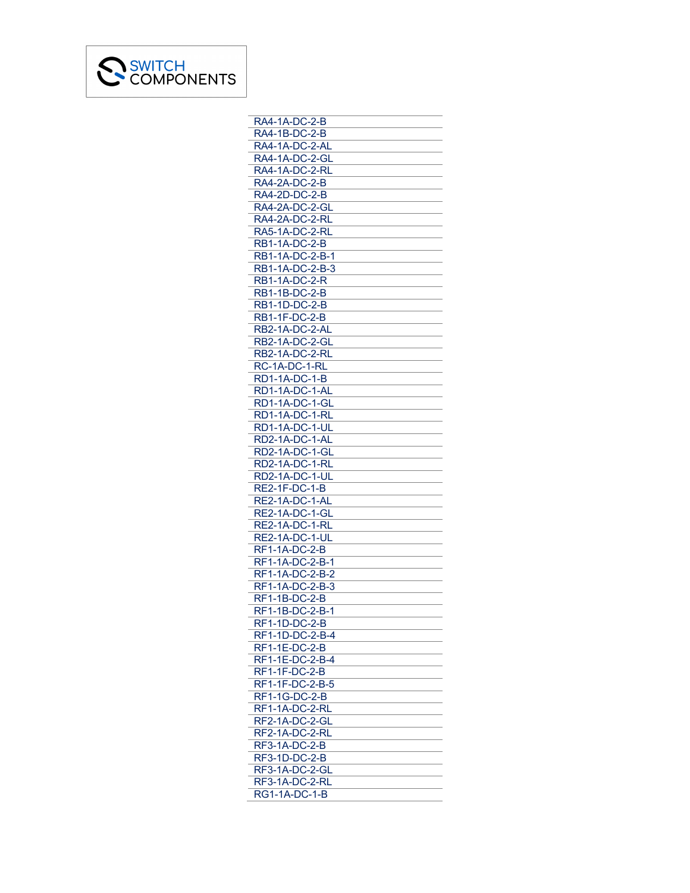SWITCH COMPONENTS

RA4-1A-DC-2-B
RA4-1B-DC-2-B
RA4-1A-DC-2-AL
RA4-1A-DC-2-GL
RA4-1A-DC-2-RL
RA4-2A-DC-2-B
RA4-2D-DC-2-B
RA4-2A-DC-2-GL
RA4-2A-DC-2-RL
RA5-1A-DC-2-RL
RB1-1A-DC-2-B
RB1-1A-DC-2-B-1
RB1-1A-DC-2-B-3
RB1-1A-DC-2-R
RB1-1B-DC-2-B
RB1-1D-DC-2-B
RB1-1F-DC-2-B
RB2-1A-DC-2-AL
RB2-1A-DC-2-GL
RB2-1A-DC-2-RL
RC-1A-DC-1-RL
RD1-1A-DC-1-B
RD1-1A-DC-1-AL
RD1-1A-DC-1-GL
RD1-1A-DC-1-RL
RD1-1A-DC-1-UL
RD2-1A-DC-1-AL
RD2-1A-DC-1-GL
RD2-1A-DC-1-RL
RD2-1A-DC-1-UL
RE2-1F-DC-1-B
RE2-1A-DC-1-AL
RE2-1A-DC-1-GL
RE2-1A-DC-1-RL
RE2-1A-DC-1-UL
RF1-1A-DC-2-B
RF1-1A-DC-2-B-1
RF1-1A-DC-2-B-2
RF1-1A-DC-2-B-3
RF1-1B-DC-2-B
RF1-1B-DC-2-B-1
RF1-1D-DC-2-B
RF1-1D-DC-2-B-4
RF1-1E-DC-2-B
RF1-1E-DC-2-B-4
RF1-1F-DC-2-B
RF1-1F-DC-2-B-5
RF1-1G-DC-2-B
RF1-1A-DC-2-RL
RF2-1A-DC-2-GL
RF2-1A-DC-2-RL
RF3-1A-DC-2-B
RF3-1D-DC-2-B
RF3-1A-DC-2-GL
RF3-1A-DC-2-RL
RG1-1A-DC-1-B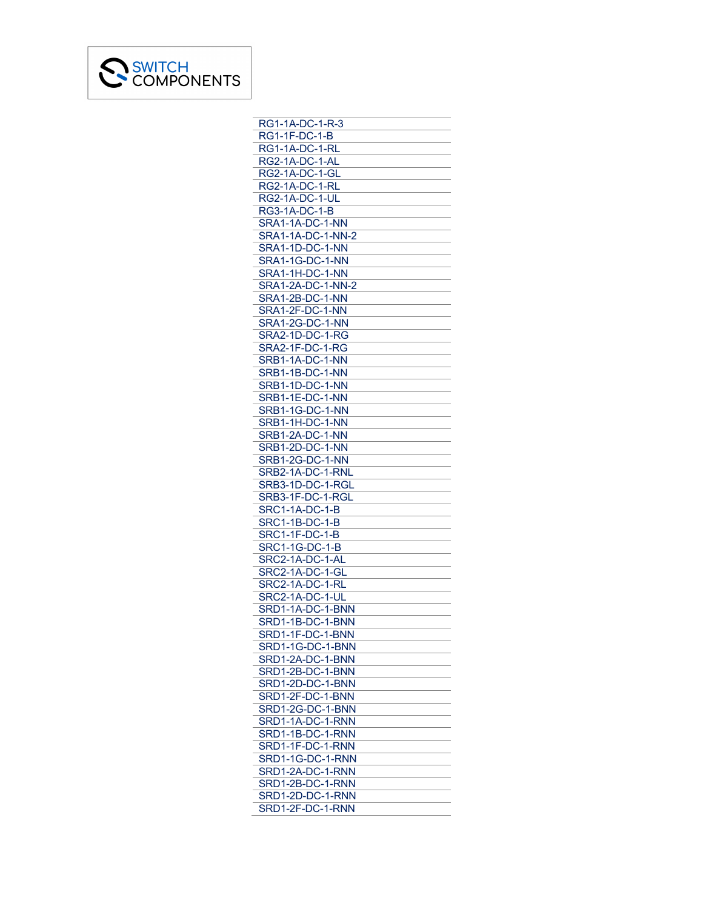SWITCH COMPONENTS

RG1-1A-DC-1-R-3
RG1-1F-DC-1-B
RG1-1A-DC-1-RL
RG2-1A-DC-1-AL
RG2-1A-DC-1-GL
RG2-1A-DC-1-RL
RG2-1A-DC-1-UL
RG3-1A-DC-1-B
SRA1-1A-DC-1-NN
SRA1-1A-DC-1-NN-2
SRA1-1D-DC-1-NN
SRA1-1G-DC-1-NN
SRA1-1H-DC-1-NN
SRA1-2A-DC-1-NN-2
SRA1-2B-DC-1-NN
SRA1-2F-DC-1-NN
SRA1-2G-DC-1-NN
SRA2-1D-DC-1-RG
SRA2-1F-DC-1-RG
SRB1-1A-DC-1-NN
SRB1-1B-DC-1-NN
SRB1-1D-DC-1-NN
SRB1-1E-DC-1-NN
SRB1-1G-DC-1-NN
SRB1-1H-DC-1-NN
SRB1-2A-DC-1-NN
SRB1-2D-DC-1-NN
SRB1-2G-DC-1-NN
SRB2-1A-DC-1-RNL
SRB3-1D-DC-1-RGL
SRB3-1F-DC-1-RGL
SRC1-1A-DC-1-B
SRC1-1B-DC-1-B
SRC1-1F-DC-1-B
SRC1-1G-DC-1-B
SRC2-1A-DC-1-AL
SRC2-1A-DC-1-GL
SRC2-1A-DC-1-RL
SRC2-1A-DC-1-UL
SRD1-1A-DC-1-BNN
SRD1-1B-DC-1-BNN
SRD1-1F-DC-1-BNN
SRD1-1G-DC-1-BNN
SRD1-2A-DC-1-BNN
SRD1-2B-DC-1-BNN
SRD1-2D-DC-1-BNN
SRD1-2F-DC-1-BNN
SRD1-2G-DC-1-BNN
SRD1-1A-DC-1-RNN
SRD1-1B-DC-1-RNN
SRD1-1F-DC-1-RNN
SRD1-1G-DC-1-RNN
SRD1-2A-DC-1-RNN
SRD1-2B-DC-1-RNN
SRD1-2D-DC-1-RNN
SRD1-2F-DC-1-RNN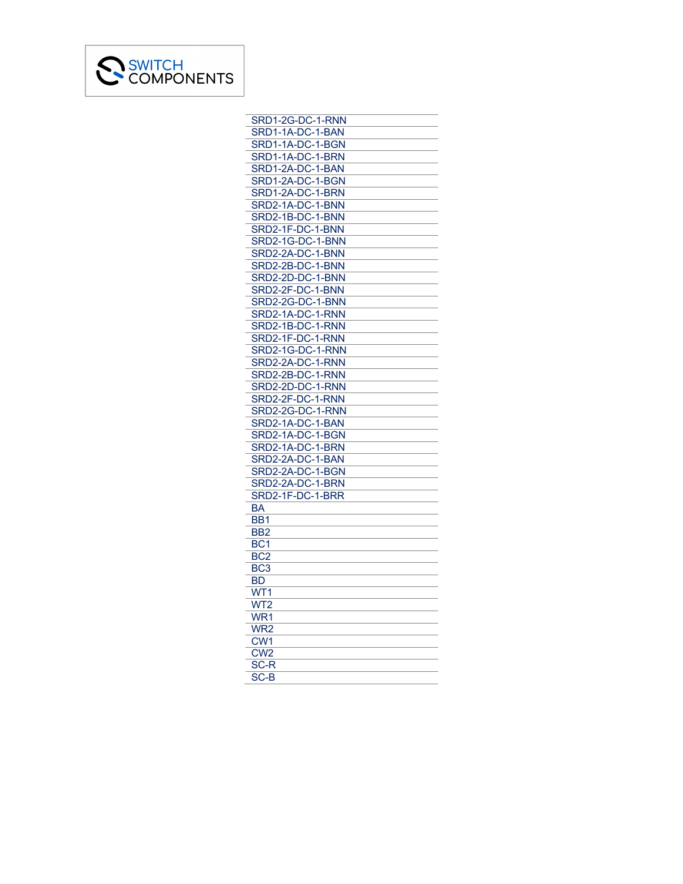SWITCH COMPONENTS

| |
|---|
| SRD1-2G-DC-1-RNN |
| SRD1-1A-DC-1-BAN |
| SRD1-1A-DC-1-BGN |
| SRD1-1A-DC-1-BRN |
| SRD1-2A-DC-1-BAN |
| SRD1-2A-DC-1-BGN |
| SRD1-2A-DC-1-BRN |
| SRD2-1A-DC-1-BNN |
| SRD2-1B-DC-1-BNN |
| SRD2-1F-DC-1-BNN |
| SRD2-1G-DC-1-BNN |
| SRD2-2A-DC-1-BNN |
| SRD2-2B-DC-1-BNN |
| SRD2-2D-DC-1-BNN |
| SRD2-2F-DC-1-BNN |
| SRD2-2G-DC-1-BNN |
| SRD2-1A-DC-1-RNN |
| SRD2-1B-DC-1-RNN |
| SRD2-1F-DC-1-RNN |
| SRD2-1G-DC-1-RNN |
| SRD2-2A-DC-1-RNN |
| SRD2-2B-DC-1-RNN |
| SRD2-2D-DC-1-RNN |
| SRD2-2F-DC-1-RNN |
| SRD2-2G-DC-1-RNN |
| SRD2-1A-DC-1-BAN |
| SRD2-1A-DC-1-BGN |
| SRD2-1A-DC-1-BRN |
| SRD2-2A-DC-1-BAN |
| SRD2-2A-DC-1-BGN |
| SRD2-2A-DC-1-BRN |
| SRD2-1F-DC-1-BRR |
| BA |
| BB1 |
| BB2 |
| BC1 |
| BC2 |
| BC3 |
| BD |
| WT1 |
| WT2 |
| WR1 |
| WR2 |
| CW1 |
| CW2 |
| SC-R |
| SC-B |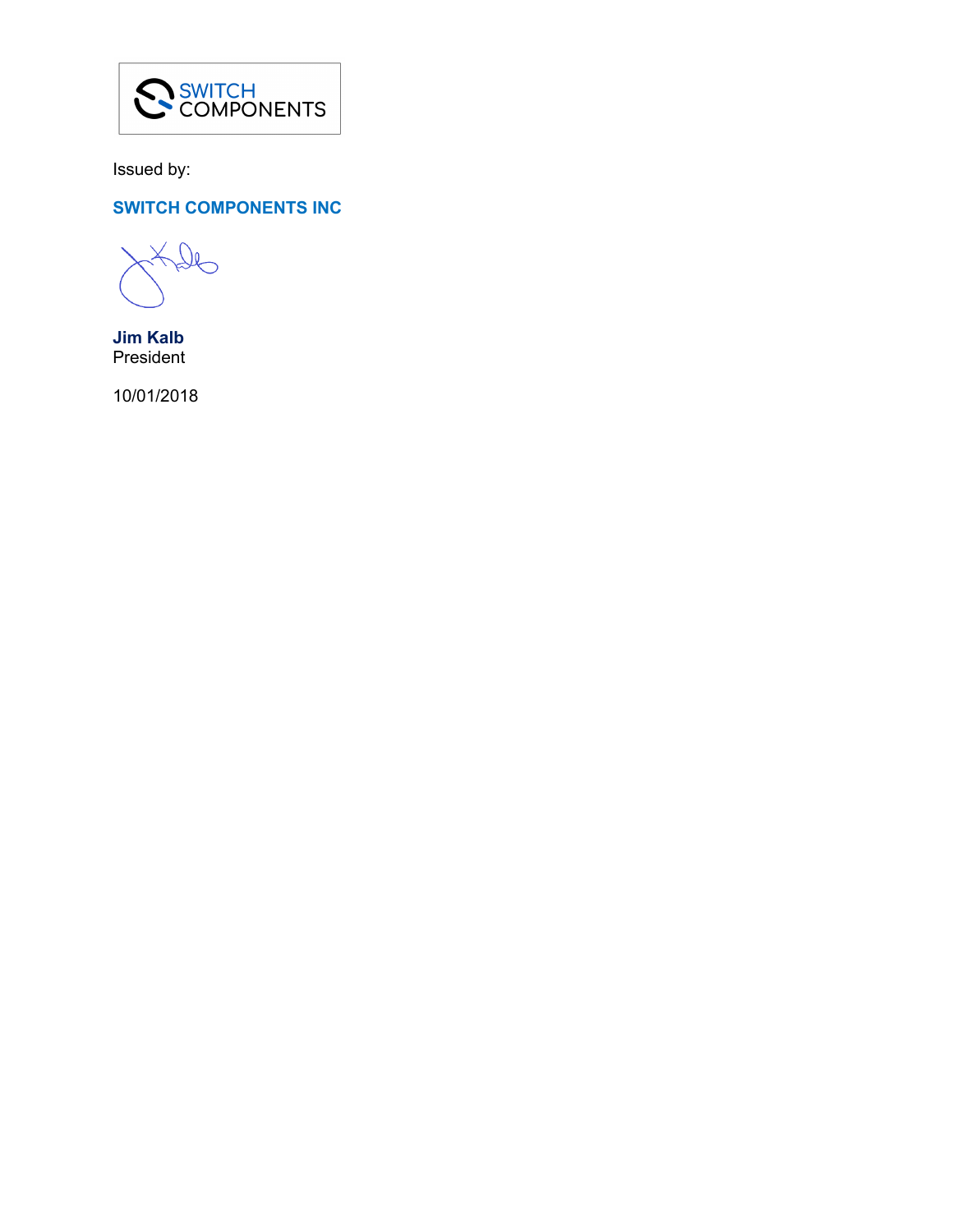SWITCH COMPONENTS

Issued by:

**SWITCH COMPONENTS INC**

**Jim Kalb**
President

10/01/2018